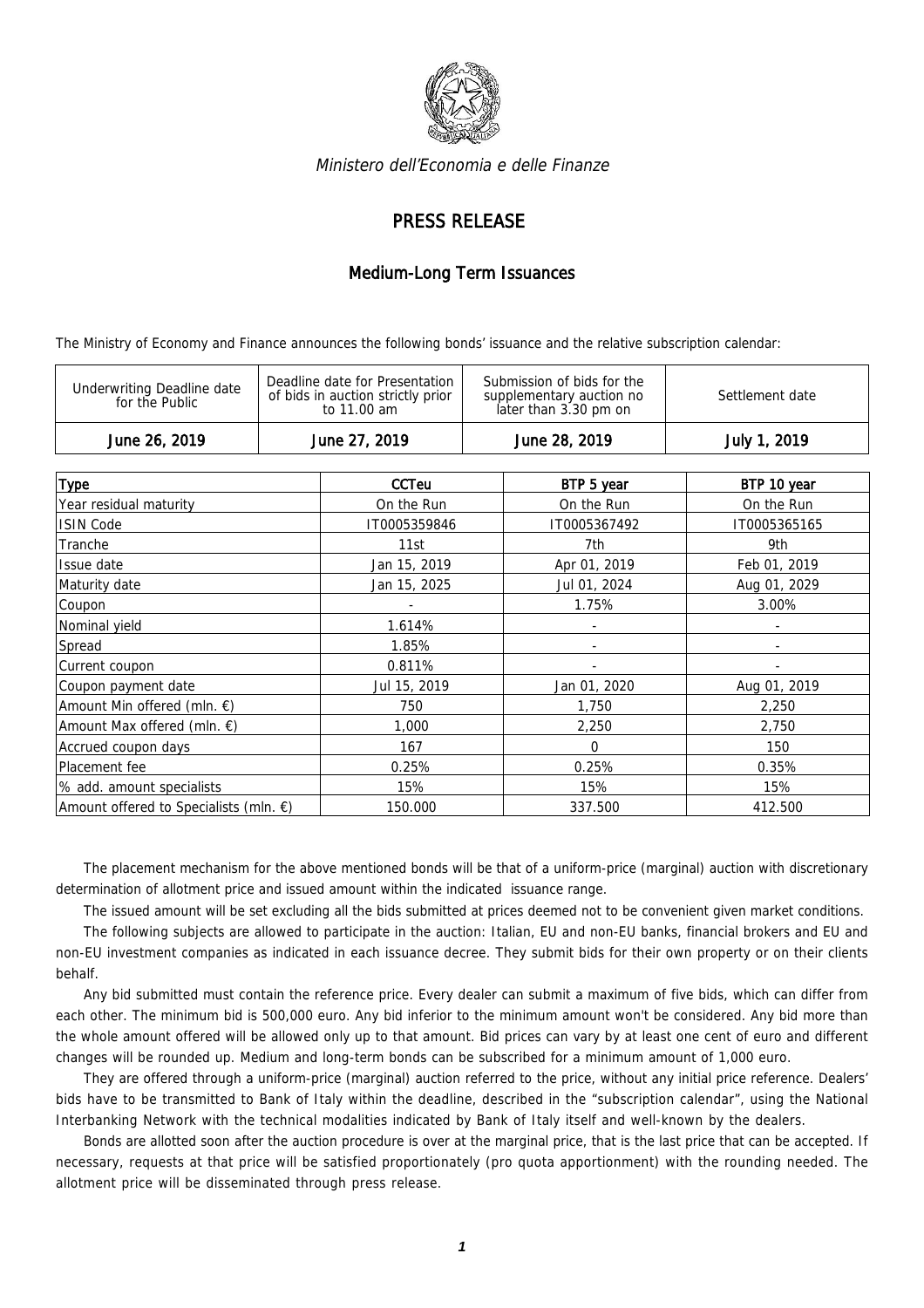*Ministero dell'Economia e delle Finanze*

# PRESS RELEASE

## Medium-Long Term Issuances

The Ministry of Economy and Finance announces the following bonds' issuance and the relative subscription calendar:

| Underwriting Deadline date for the Public | Deadline date for Presentation of bids in auction strictly prior to 11.00 am | Submission of bids for the supplementary auction no later than 3.30 pm on | Settlement date |
|---|---|---|---|
| June 26, 2019 | June 27, 2019 | June 28, 2019 | July 1, 2019 |

| Type | CCTeu | BTP 5 year | BTP 10 year |
|---|---|---|---|
| Year residual maturity | On the Run | On the Run | On the Run |
| ISIN Code | IT0005359846 | IT0005367492 | IT0005365165 |
| Tranche | 11st | 7th | 9th |
| Issue date | Jan 15, 2019 | Apr 01, 2019 | Feb 01, 2019 |
| Maturity date | Jan 15, 2025 | Jul 01, 2024 | Aug 01, 2029 |
| Coupon | - | 1.75% | 3.00% |
| Nominal yield | 1.614% | - | - |
| Spread | 1.85% | - | - |
| Current coupon | 0.811% | - | - |
| Coupon payment date | Jul 15, 2019 | Jan 01, 2020 | Aug 01, 2019 |
| Amount Min offered (mln. €) | 750 | 1,750 | 2,250 |
| Amount Max offered (mln. €) | 1,000 | 2,250 | 2,750 |
| Accrued coupon days | 167 | 0 | 150 |
| Placement fee | 0.25% | 0.25% | 0.35% |
| % add. amount specialists | 15% | 15% | 15% |
| Amount offered to Specialists (mln. €) | 150.000 | 337.500 | 412.500 |

The placement mechanism for the above mentioned bonds will be that of a uniform-price (marginal) auction with discretionary determination of allotment price and issued amount within the indicated issuance range.

The issued amount will be set excluding all the bids submitted at prices deemed not to be convenient given market conditions.

The following subjects are allowed to participate in the auction: Italian, EU and non-EU banks, financial brokers and EU and non-EU investment companies as indicated in each issuance decree. They submit bids for their own property or on their clients behalf.

Any bid submitted must contain the reference price. Every dealer can submit a maximum of five bids, which can differ from each other. The minimum bid is 500,000 euro. Any bid inferior to the minimum amount won't be considered. Any bid more than the whole amount offered will be allowed only up to that amount. Bid prices can vary by at least one cent of euro and different changes will be rounded up. Medium and long-term bonds can be subscribed for a minimum amount of 1,000 euro.

They are offered through a uniform-price (marginal) auction referred to the price, without any initial price reference. Dealers' bids have to be transmitted to Bank of Italy within the deadline, described in the "subscription calendar", using the National Interbanking Network with the technical modalities indicated by Bank of Italy itself and well-known by the dealers.

Bonds are allotted soon after the auction procedure is over at the marginal price, that is the last price that can be accepted. If necessary, requests at that price will be satisfied proportionately (pro quota apportionment) with the rounding needed. The allotment price will be disseminated through press release.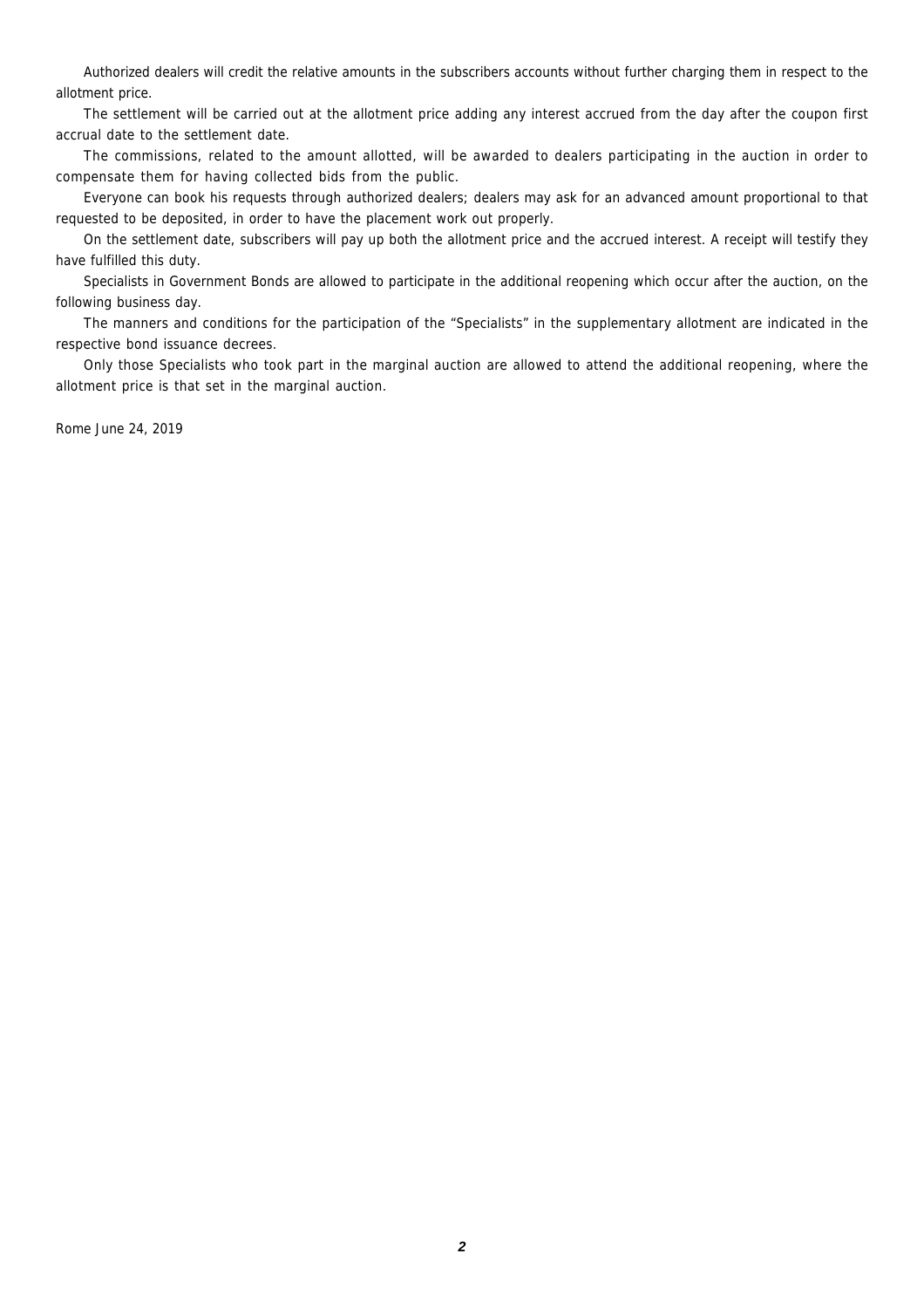Authorized dealers will credit the relative amounts in the subscribers accounts without further charging them in respect to the allotment price.

The settlement will be carried out at the allotment price adding any interest accrued from the day after the coupon first accrual date to the settlement date.

The commissions, related to the amount allotted, will be awarded to dealers participating in the auction in order to compensate them for having collected bids from the public.

Everyone can book his requests through authorized dealers; dealers may ask for an advanced amount proportional to that requested to be deposited, in order to have the placement work out properly.

On the settlement date, subscribers will pay up both the allotment price and the accrued interest. A receipt will testify they have fulfilled this duty.

Specialists in Government Bonds are allowed to participate in the additional reopening which occur after the auction, on the following business day.

The manners and conditions for the participation of the “Specialists” in the supplementary allotment are indicated in the respective bond issuance decrees.

Only those Specialists who took part in the marginal auction are allowed to attend the additional reopening, where the allotment price is that set in the marginal auction.

Rome June 24, 2019